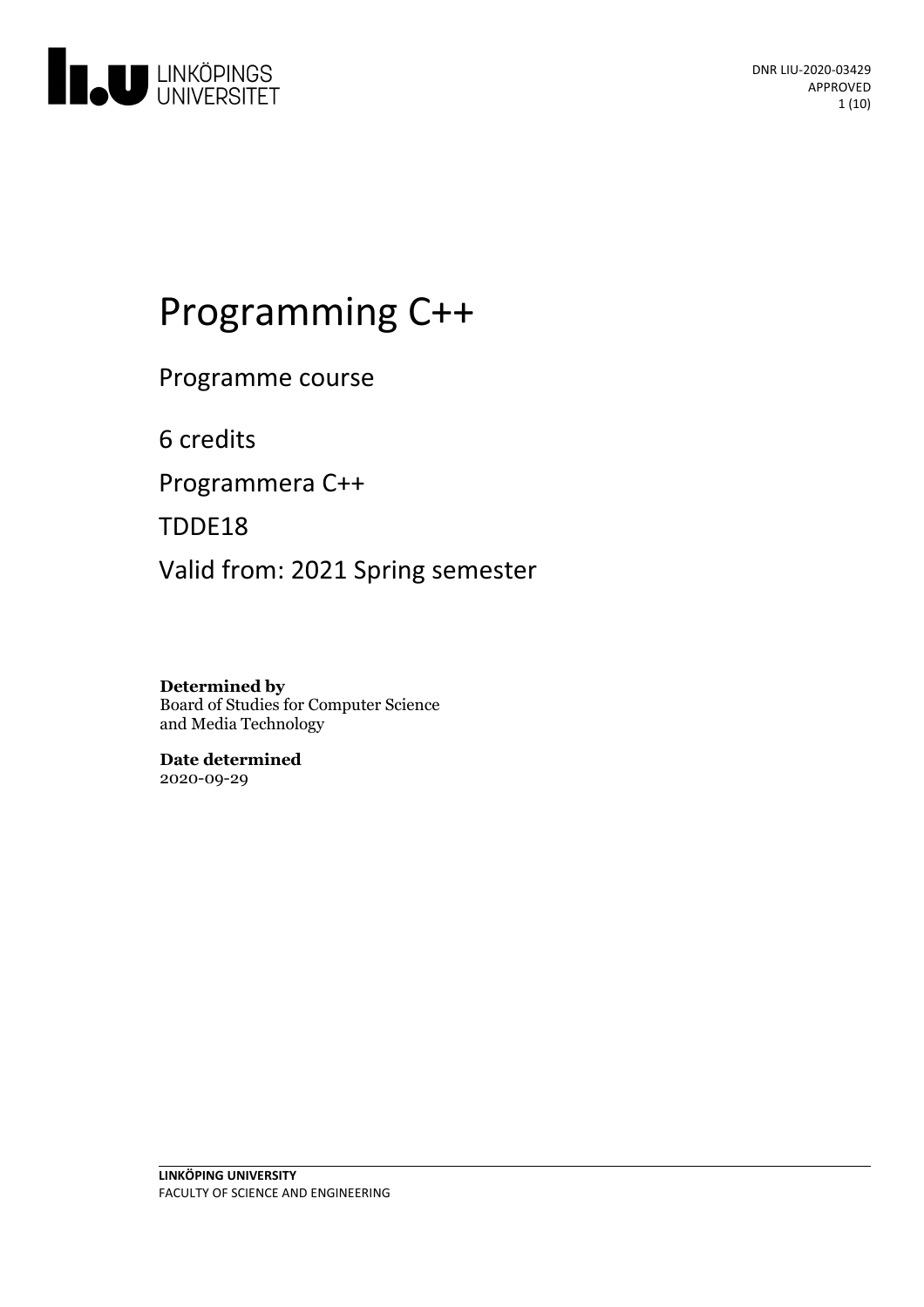DNR LIU-2020-03429
APPROVED

# Programming C++

Programme course

6 credits

Programmera C++

TDDE18

Valid from: 2021 Spring semester

**Determined by**
Board of Studies for Computer Science and Media Technology

**Date determined**
2020-09-29

**LINKÖPING UNIVERSITY**
FACULTY OF SCIENCE AND ENGINEERING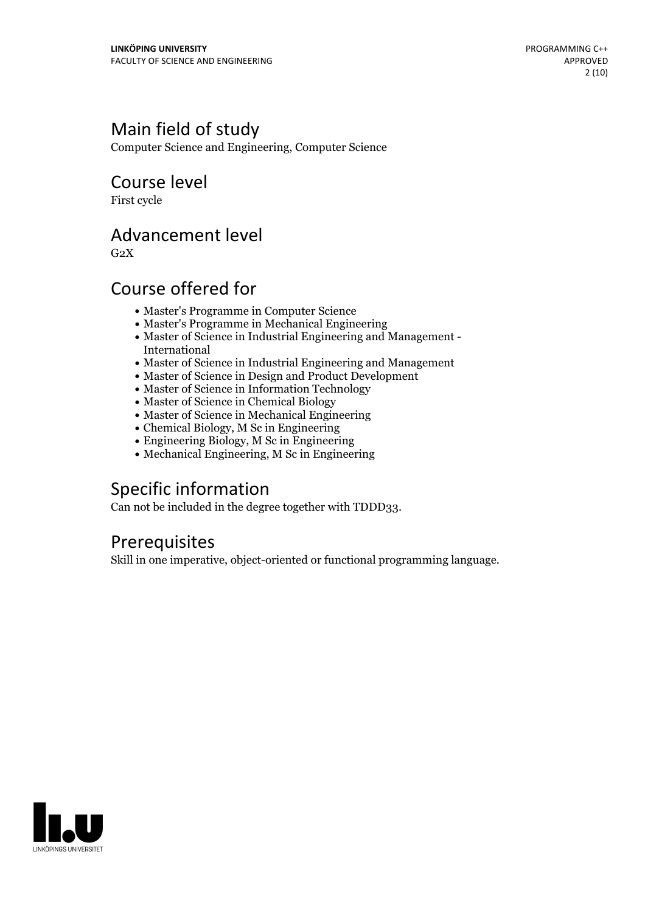## Main field of study

Computer Science and Engineering, Computer Science

## Course level

First cycle

## Advancement level

G2X

## Course offered for

- Master's Programme in Computer Science
- Master's Programme in Mechanical Engineering
- Master of Science in Industrial Engineering and Management - International
- Master of Science in Industrial Engineering and Management
- Master of Science in Design and Product Development
- Master of Science in Information Technology
- Master of Science in Chemical Biology
- Master of Science in Mechanical Engineering
- Chemical Biology, M Sc in Engineering
- Engineering Biology, M Sc in Engineering
- Mechanical Engineering, M Sc in Engineering

## Specific information

Can not be included in the degree together with TDDD33.

## Prerequisites

Skill in one imperative, object-oriented or functional programming language.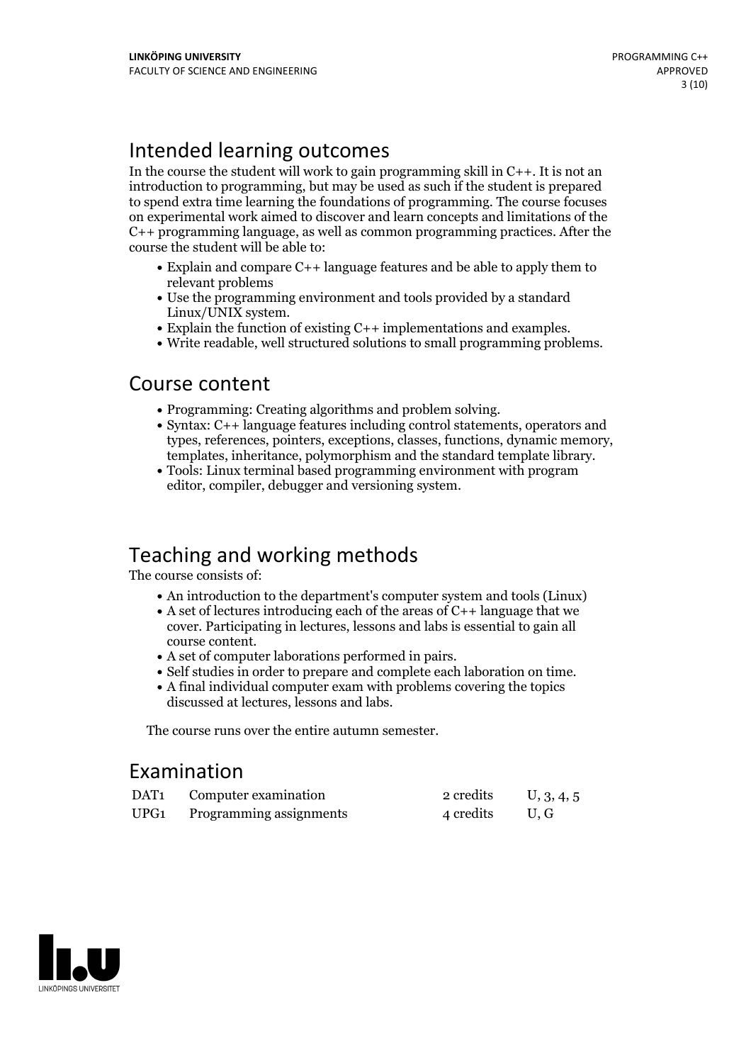## Intended learning outcomes

In the course the student will work to gain programming skill in C++. It is not an introduction to programming, but may be used as such if the student is prepared to spend extra time learning the foundations of programming. The course focuses on experimental work aimed to discover and learn concepts and limitations of the C++ programming language, as well as common programming practices. After the course the student will be able to:

- Explain and compare C++ language features and be able to apply them to relevant problems
- Use the programming environment and tools provided by a standard Linux/UNIX system.
- Explain the function of existing C++ implementations and examples.
- Write readable, well structured solutions to small programming problems.

## Course content

- Programming: Creating algorithms and problem solving.
- Syntax: C++ language features including control statements, operators and types, references, pointers, exceptions, classes, functions, dynamic memory, templates, inheritance, polymorphism and the standard template library.
- Tools: Linux terminal based programming environment with program editor, compiler, debugger and versioning system.

## Teaching and working methods

The course consists of:

- An introduction to the department's computer system and tools (Linux)
- A set of lectures introducing each of the areas of C++ language that we cover. Participating in lectures, lessons and labs is essential to gain all course content.
- A set of computer laborations performed in pairs.
- Self studies in order to prepare and complete each laboration on time.
- A final individual computer exam with problems covering the topics discussed at lectures, lessons and labs.

The course runs over the entire autumn semester.

## Examination

| | | | |
|---|---|---|---|
| DAT1 | Computer examination | 2 credits | U, 3, 4, 5 |
| UPG1 | Programming assignments | 4 credits | U, G |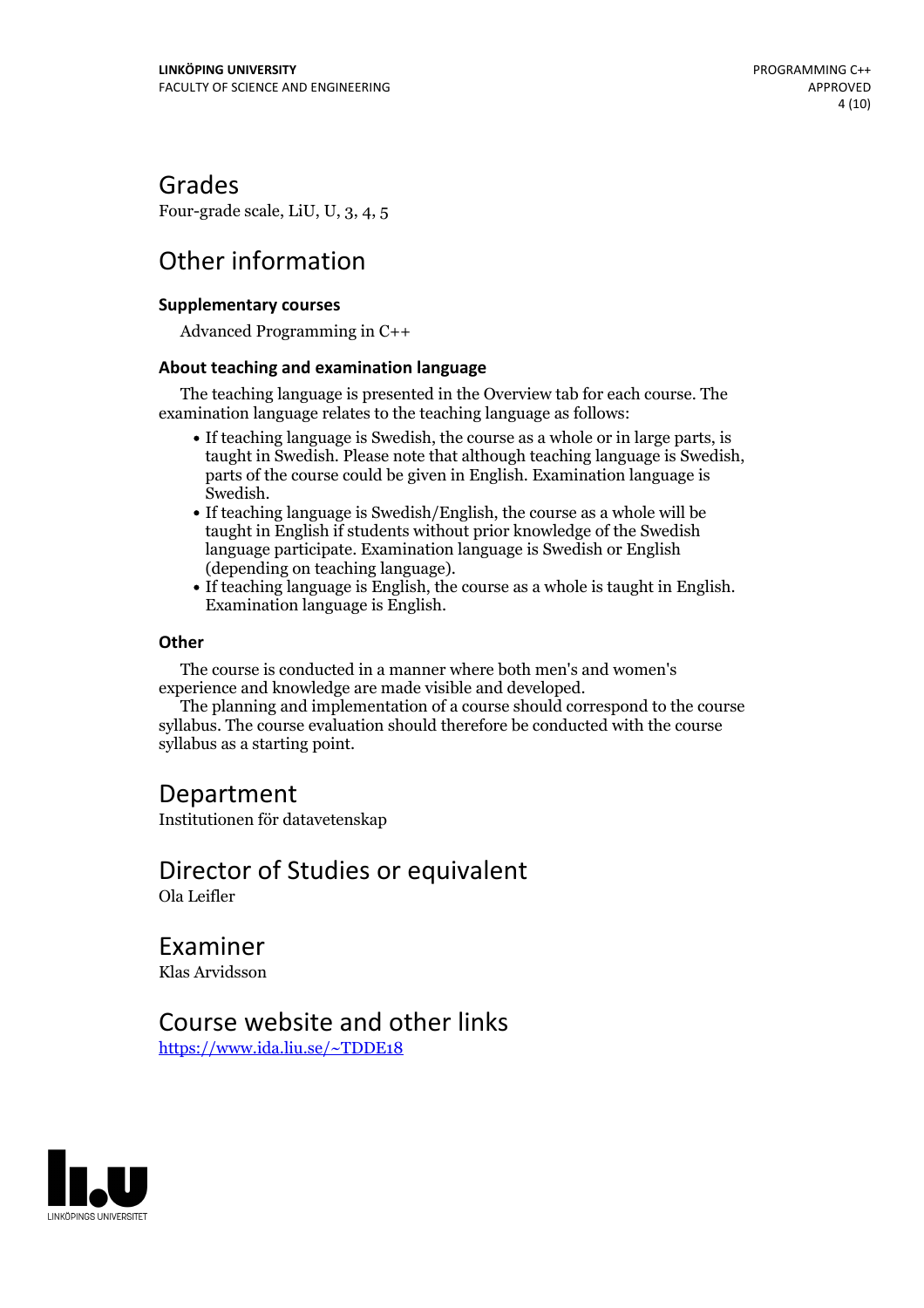## Grades

Four-grade scale, LiU, U, 3, 4, 5

## Other information

### Supplementary courses

Advanced Programming in C++

### About teaching and examination language

The teaching language is presented in the Overview tab for each course. The examination language relates to the teaching language as follows:

- If teaching language is Swedish, the course as a whole or in large parts, is taught in Swedish. Please note that although teaching language is Swedish, parts of the course could be given in English. Examination language is Swedish.
- If teaching language is Swedish/English, the course as a whole will be taught in English if students without prior knowledge of the Swedish language participate. Examination language is Swedish or English (depending on teaching language).
- If teaching language is English, the course as a whole is taught in English. Examination language is English.

### Other

The course is conducted in a manner where both men's and women's experience and knowledge are made visible and developed.

The planning and implementation of a course should correspond to the course syllabus. The course evaluation should therefore be conducted with the course syllabus as a starting point.

## Department

Institutionen för datavetenskap

## Director of Studies or equivalent

Ola Leifler

## Examiner

Klas Arvidsson

## Course website and other links

[https://www.ida.liu.se/~TDDE18](https://www.ida.liu.se/~TDDE18)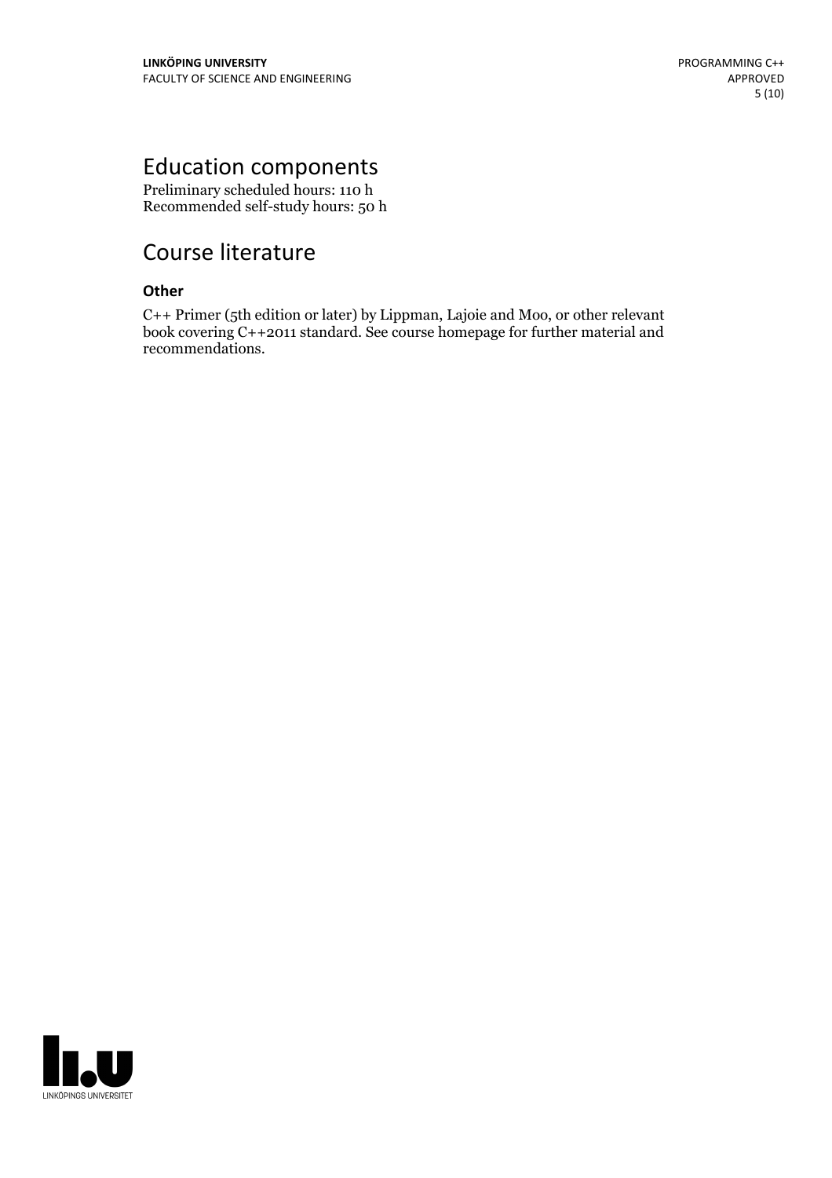# Education components

Preliminary scheduled hours: 110 h
Recommended self-study hours: 50 h

# Course literature

### Other

C++ Primer (5th edition or later) by Lippman, Lajoie and Moo, or other relevant book covering C++2011 standard. See course homepage for further material and recommendations.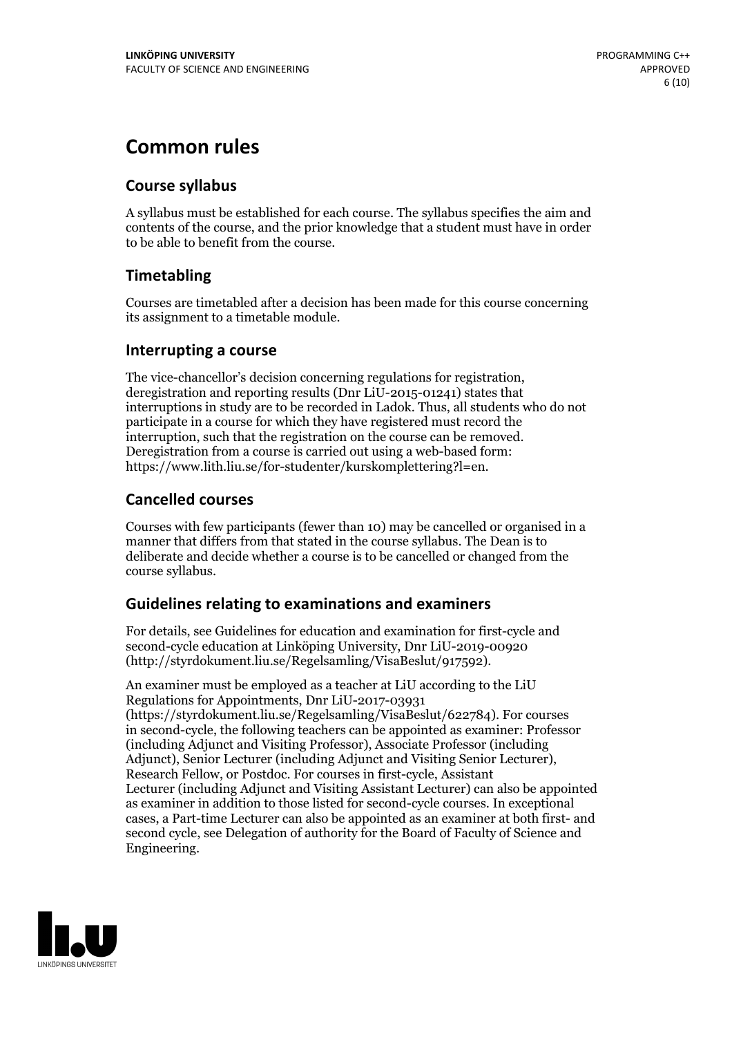# Common rules

## Course syllabus

A syllabus must be established for each course. The syllabus specifies the aim and contents of the course, and the prior knowledge that a student must have in order to be able to benefit from the course.

## Timetabling

Courses are timetabled after a decision has been made for this course concerning its assignment to a timetable module.

## Interrupting a course

The vice-chancellor's decision concerning regulations for registration, deregistration and reporting results (Dnr LiU-2015-01241) states that interruptions in study are to be recorded in Ladok. Thus, all students who do not participate in a course for which they have registered must record the interruption, such that the registration on the course can be removed. Deregistration from a course is carried out using a web-based form: https://www.lith.liu.se/for-studenter/kurskomplettering?l=en.

## Cancelled courses

Courses with few participants (fewer than 10) may be cancelled or organised in a manner that differs from that stated in the course syllabus. The Dean is to deliberate and decide whether a course is to be cancelled or changed from the course syllabus.

## Guidelines relating to examinations and examiners

For details, see Guidelines for education and examination for first-cycle and second-cycle education at Linköping University, Dnr LiU-2019-00920 (http://styrdokument.liu.se/Regelsamling/VisaBeslut/917592).

An examiner must be employed as a teacher at LiU according to the LiU Regulations for Appointments, Dnr LiU-2017-03931 (https://styrdokument.liu.se/Regelsamling/VisaBeslut/622784). For courses in second-cycle, the following teachers can be appointed as examiner: Professor (including Adjunct and Visiting Professor), Associate Professor (including Adjunct), Senior Lecturer (including Adjunct and Visiting Senior Lecturer), Research Fellow, or Postdoc. For courses in first-cycle, Assistant Lecturer (including Adjunct and Visiting Assistant Lecturer) can also be appointed as examiner in addition to those listed for second-cycle courses. In exceptional cases, a Part-time Lecturer can also be appointed as an examiner at both first- and second cycle, see Delegation of authority for the Board of Faculty of Science and Engineering.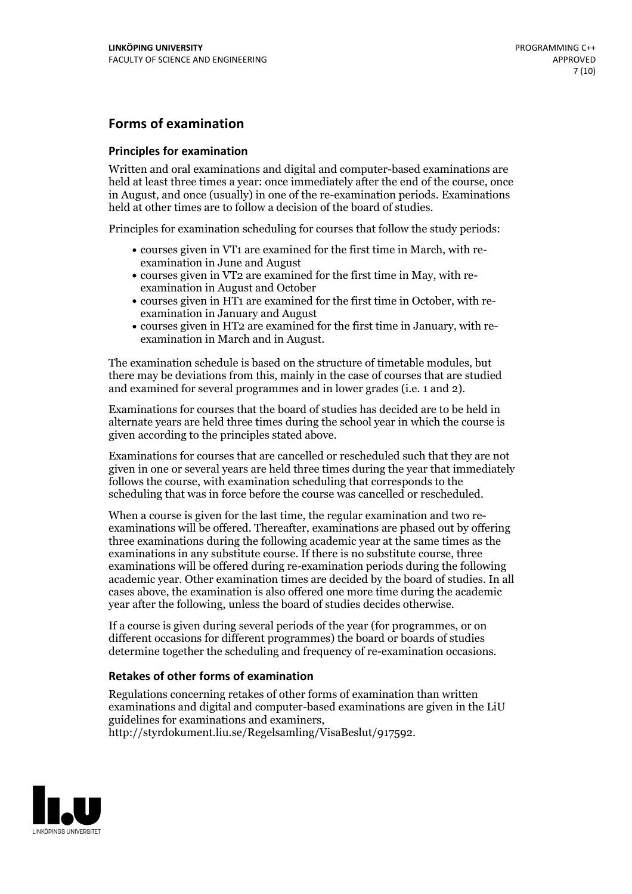## Forms of examination

### Principles for examination

Written and oral examinations and digital and computer-based examinations are held at least three times a year: once immediately after the end of the course, once in August, and once (usually) in one of the re-examination periods. Examinations held at other times are to follow a decision of the board of studies.

Principles for examination scheduling for courses that follow the study periods:

- courses given in VT1 are examined for the first time in March, with re-examination in June and August
- courses given in VT2 are examined for the first time in May, with re-examination in August and October
- courses given in HT1 are examined for the first time in October, with re-examination in January and August
- courses given in HT2 are examined for the first time in January, with re-examination in March and in August.

The examination schedule is based on the structure of timetable modules, but there may be deviations from this, mainly in the case of courses that are studied and examined for several programmes and in lower grades (i.e. 1 and 2).

Examinations for courses that the board of studies has decided are to be held in alternate years are held three times during the school year in which the course is given according to the principles stated above.

Examinations for courses that are cancelled or rescheduled such that they are not given in one or several years are held three times during the year that immediately follows the course, with examination scheduling that corresponds to the scheduling that was in force before the course was cancelled or rescheduled.

When a course is given for the last time, the regular examination and two re-examinations will be offered. Thereafter, examinations are phased out by offering three examinations during the following academic year at the same times as the examinations in any substitute course. If there is no substitute course, three examinations will be offered during re-examination periods during the following academic year. Other examination times are decided by the board of studies. In all cases above, the examination is also offered one more time during the academic year after the following, unless the board of studies decides otherwise.

If a course is given during several periods of the year (for programmes, or on different occasions for different programmes) the board or boards of studies determine together the scheduling and frequency of re-examination occasions.

### Retakes of other forms of examination

Regulations concerning retakes of other forms of examination than written examinations and digital and computer-based examinations are given in the LiU guidelines for examinations and examiners, http://styrdokument.liu.se/Regelsamling/VisaBeslut/917592.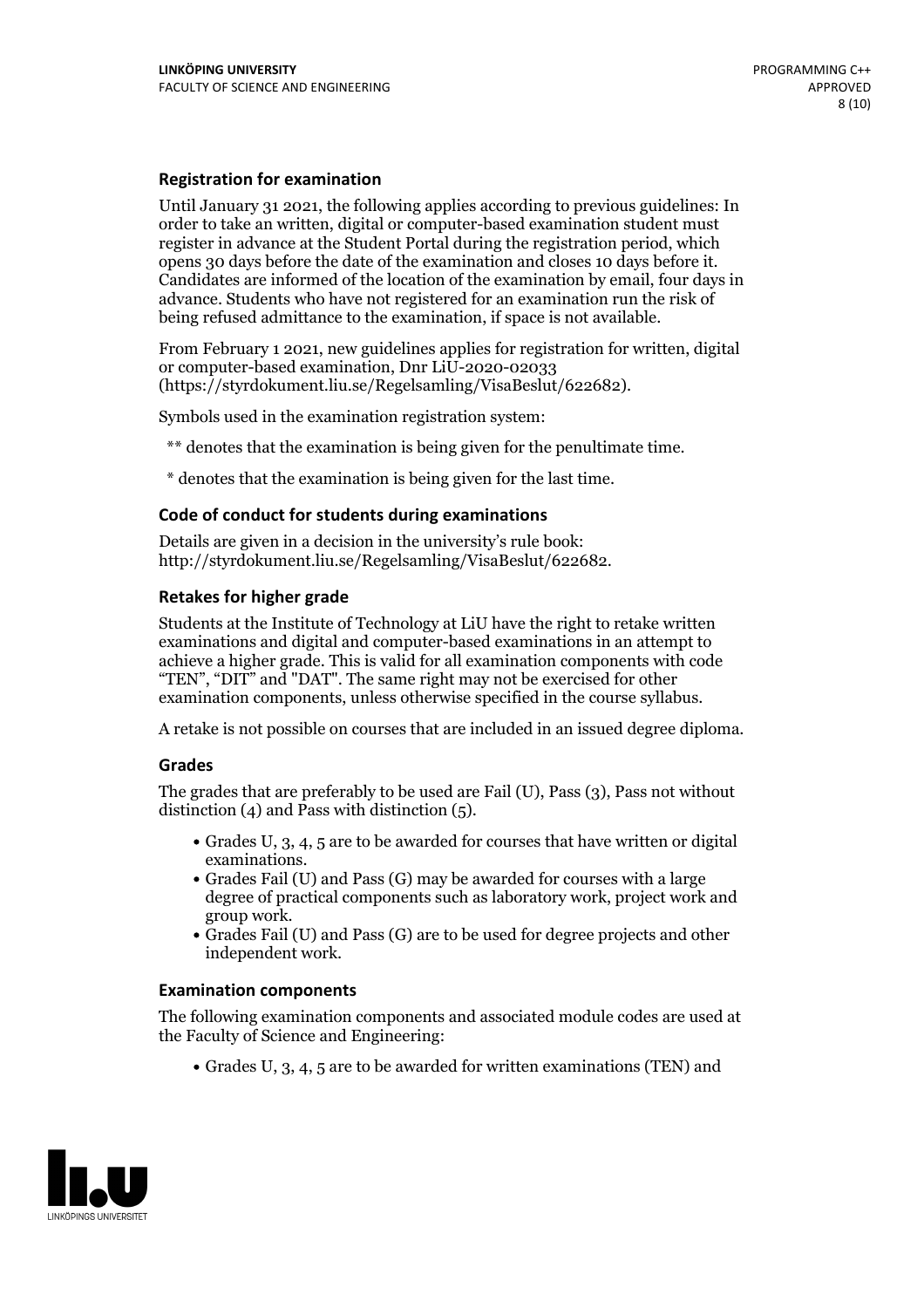### Registration for examination

Until January 31 2021, the following applies according to previous guidelines: In order to take an written, digital or computer-based examination student must register in advance at the Student Portal during the registration period, which opens 30 days before the date of the examination and closes 10 days before it. Candidates are informed of the location of the examination by email, four days in advance. Students who have not registered for an examination run the risk of being refused admittance to the examination, if space is not available.

From February 1 2021, new guidelines applies for registration for written, digital or computer-based examination, Dnr LiU-2020-02033 (https://styrdokument.liu.se/Regelsamling/VisaBeslut/622682).

Symbols used in the examination registration system:

** denotes that the examination is being given for the penultimate time.

* denotes that the examination is being given for the last time.

### Code of conduct for students during examinations

Details are given in a decision in the university's rule book: http://styrdokument.liu.se/Regelsamling/VisaBeslut/622682.

### Retakes for higher grade

Students at the Institute of Technology at LiU have the right to retake written examinations and digital and computer-based examinations in an attempt to achieve a higher grade. This is valid for all examination components with code "TEN", "DIT" and "DAT". The same right may not be exercised for other examination components, unless otherwise specified in the course syllabus.

A retake is not possible on courses that are included in an issued degree diploma.

### Grades

The grades that are preferably to be used are Fail (U), Pass (3), Pass not without distinction (4) and Pass with distinction (5).

- Grades U, 3, 4, 5 are to be awarded for courses that have written or digital examinations.
- Grades Fail (U) and Pass (G) may be awarded for courses with a large degree of practical components such as laboratory work, project work and group work.
- Grades Fail (U) and Pass (G) are to be used for degree projects and other independent work.

### Examination components

The following examination components and associated module codes are used at the Faculty of Science and Engineering:

- Grades U, 3, 4, 5 are to be awarded for written examinations (TEN) and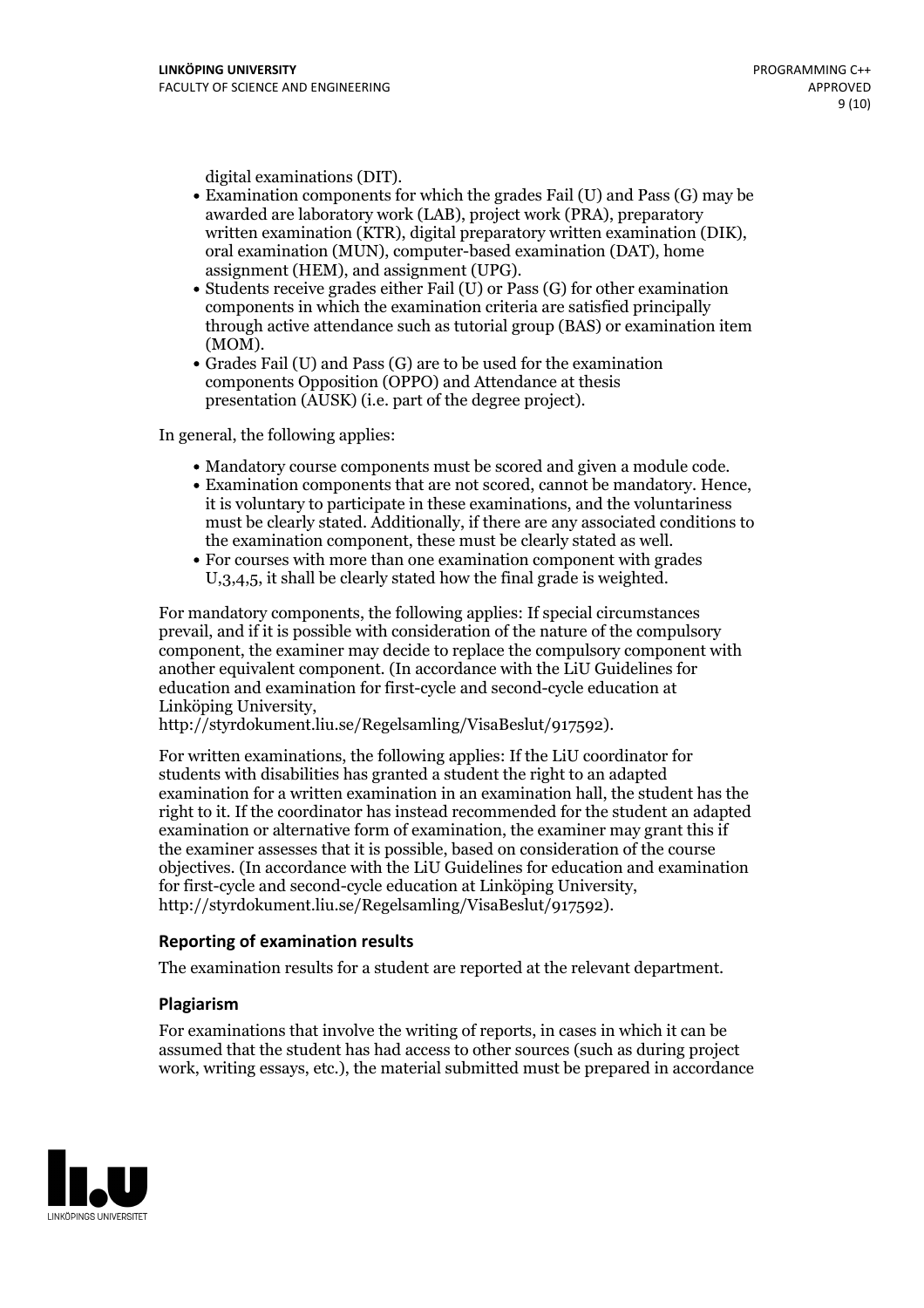digital examinations (DIT).

- Examination components for which the grades Fail (U) and Pass (G) may be awarded are laboratory work (LAB), project work (PRA), preparatory written examination (KTR), digital preparatory written examination (DIK), oral examination (MUN), computer-based examination (DAT), home assignment (HEM), and assignment (UPG).
- Students receive grades either Fail (U) or Pass (G) for other examination components in which the examination criteria are satisfied principally through active attendance such as tutorial group (BAS) or examination item (MOM).
- Grades Fail (U) and Pass (G) are to be used for the examination components Opposition (OPPO) and Attendance at thesis presentation (AUSK) (i.e. part of the degree project).

In general, the following applies:

- Mandatory course components must be scored and given a module code.
- Examination components that are not scored, cannot be mandatory. Hence, it is voluntary to participate in these examinations, and the voluntariness must be clearly stated. Additionally, if there are any associated conditions to the examination component, these must be clearly stated as well.
- For courses with more than one examination component with grades U,3,4,5, it shall be clearly stated how the final grade is weighted.

For mandatory components, the following applies: If special circumstances prevail, and if it is possible with consideration of the nature of the compulsory component, the examiner may decide to replace the compulsory component with another equivalent component. (In accordance with the LiU Guidelines for education and examination for first-cycle and second-cycle education at Linköping University, http://styrdokument.liu.se/Regelsamling/VisaBeslut/917592).

For written examinations, the following applies: If the LiU coordinator for students with disabilities has granted a student the right to an adapted examination for a written examination in an examination hall, the student has the right to it. If the coordinator has instead recommended for the student an adapted examination or alternative form of examination, the examiner may grant this if the examiner assesses that it is possible, based on consideration of the course objectives. (In accordance with the LiU Guidelines for education and examination for first-cycle and second-cycle education at Linköping University, http://styrdokument.liu.se/Regelsamling/VisaBeslut/917592).

### Reporting of examination results

The examination results for a student are reported at the relevant department.

### Plagiarism

For examinations that involve the writing of reports, in cases in which it can be assumed that the student has had access to other sources (such as during project work, writing essays, etc.), the material submitted must be prepared in accordance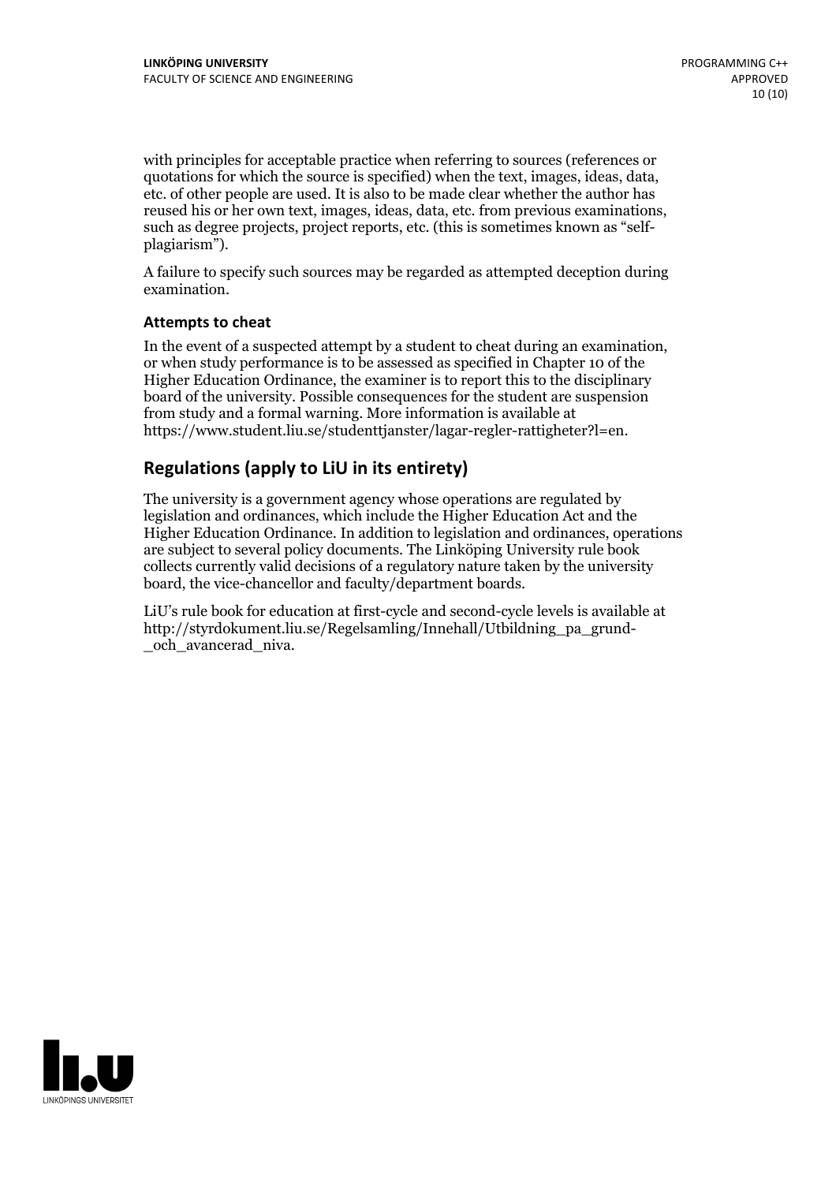with principles for acceptable practice when referring to sources (references or quotations for which the source is specified) when the text, images, ideas, data, etc. of other people are used. It is also to be made clear whether the author has reused his or her own text, images, ideas, data, etc. from previous examinations, such as degree projects, project reports, etc. (this is sometimes known as "self-plagiarism").

A failure to specify such sources may be regarded as attempted deception during examination.

### Attempts to cheat

In the event of a suspected attempt by a student to cheat during an examination, or when study performance is to be assessed as specified in Chapter 10 of the Higher Education Ordinance, the examiner is to report this to the disciplinary board of the university. Possible consequences for the student are suspension from study and a formal warning. More information is available at https://www.student.liu.se/studenttjanster/lagar-regler-rattigheter?l=en.

## Regulations (apply to LiU in its entirety)

The university is a government agency whose operations are regulated by legislation and ordinances, which include the Higher Education Act and the Higher Education Ordinance. In addition to legislation and ordinances, operations are subject to several policy documents. The Linköping University rule book collects currently valid decisions of a regulatory nature taken by the university board, the vice-chancellor and faculty/department boards.

LiU's rule book for education at first-cycle and second-cycle levels is available at http://styrdokument.liu.se/Regelsamling/Innehall/Utbildning_pa_grund-_och_avancerad_niva.